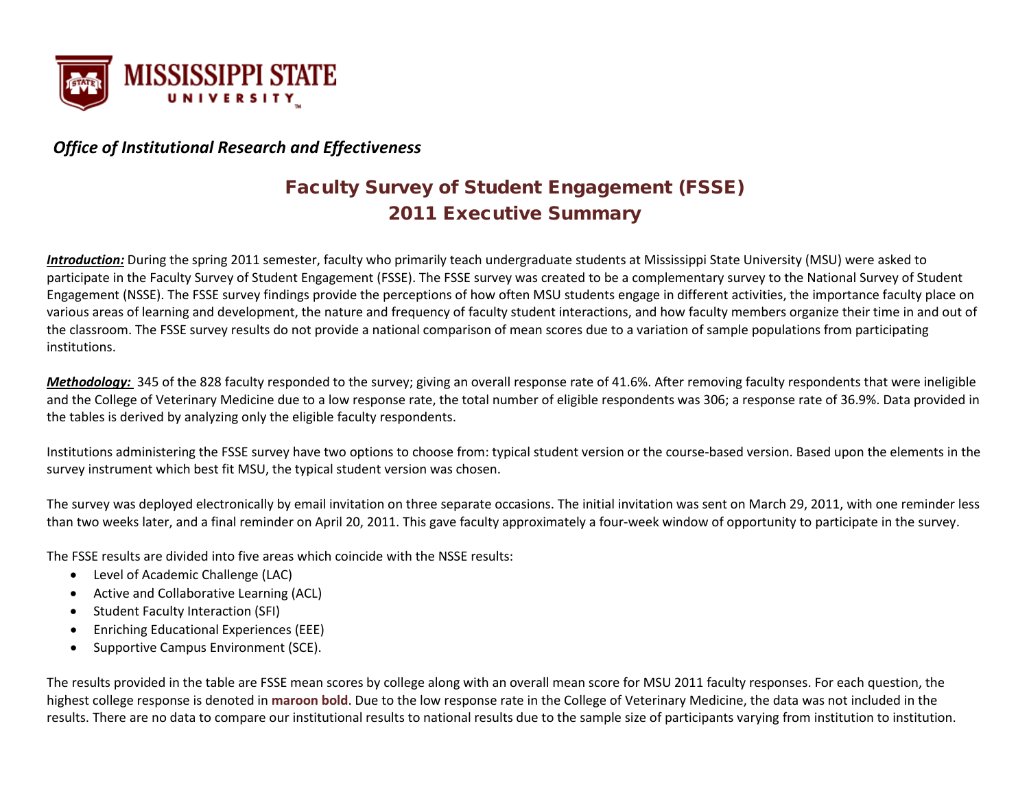MISSISSIPPI STATE UNIVERSITY

*Office of Institutional Research and Effectiveness*

# Faculty Survey of Student Engagement (FSSE)
# 2011 Executive Summary

***Introduction:*** During the spring 2011 semester, faculty who primarily teach undergraduate students at Mississippi State University (MSU) were asked to participate in the Faculty Survey of Student Engagement (FSSE). The FSSE survey was created to be a complementary survey to the National Survey of Student Engagement (NSSE). The FSSE survey findings provide the perceptions of how often MSU students engage in different activities, the importance faculty place on various areas of learning and development, the nature and frequency of faculty student interactions, and how faculty members organize their time in and out of the classroom. The FSSE survey results do not provide a national comparison of mean scores due to a variation of sample populations from participating institutions.

***Methodology:*** 345 of the 828 faculty responded to the survey; giving an overall response rate of 41.6%. After removing faculty respondents that were ineligible and the College of Veterinary Medicine due to a low response rate, the total number of eligible respondents was 306; a response rate of 36.9%. Data provided in the tables is derived by analyzing only the eligible faculty respondents.

Institutions administering the FSSE survey have two options to choose from: typical student version or the course-based version. Based upon the elements in the survey instrument which best fit MSU, the typical student version was chosen.

The survey was deployed electronically by email invitation on three separate occasions. The initial invitation was sent on March 29, 2011, with one reminder less than two weeks later, and a final reminder on April 20, 2011. This gave faculty approximately a four-week window of opportunity to participate in the survey.

The FSSE results are divided into five areas which coincide with the NSSE results:

- Level of Academic Challenge (LAC)
- Active and Collaborative Learning (ACL)
- Student Faculty Interaction (SFI)
- Enriching Educational Experiences (EEE)
- Supportive Campus Environment (SCE).

The results provided in the table are FSSE mean scores by college along with an overall mean score for MSU 2011 faculty responses. For each question, the highest college response is denoted in **maroon bold**. Due to the low response rate in the College of Veterinary Medicine, the data was not included in the results. There are no data to compare our institutional results to national results due to the sample size of participants varying from institution to institution.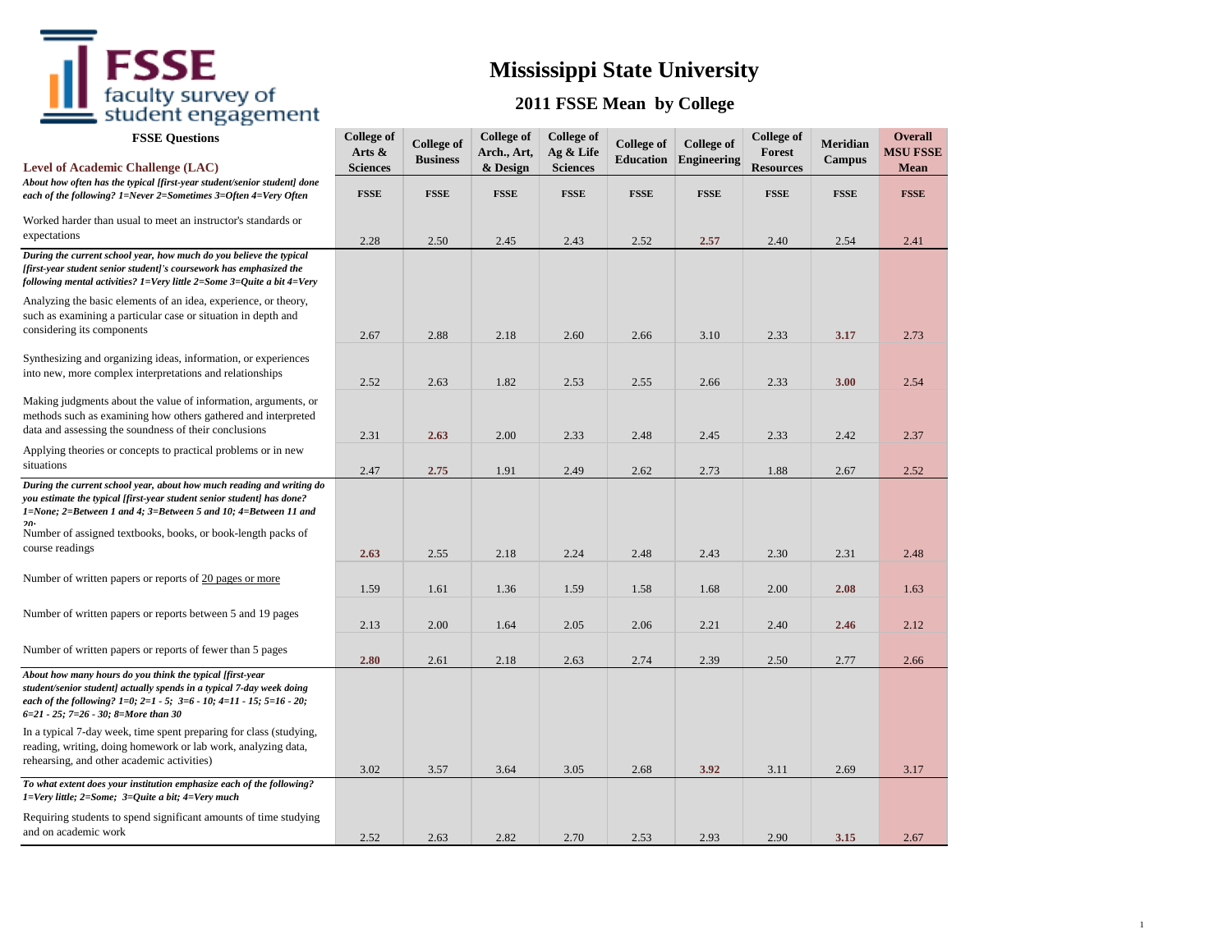# Mississippi State University

## 2011 FSSE Mean by College

| FSSE Questions | College of Arts & Sciences | College of Business | College of Arch., Art, & Design | College of Ag & Life Sciences | College of Education | College of Engineering | College of Forest Resources | Meridian Campus | Overall MSU FSSE Mean |
|---|---|---|---|---|---|---|---|---|---|
| **Level of Academic Challenge (LAC)** | | | | | | | | | |
| ***About how often has the typical [first-year student/senior student] done each of the following? 1=Never 2=Sometimes 3=Often 4=Very Often*** | **FSSE** | **FSSE** | **FSSE** | **FSSE** | **FSSE** | **FSSE** | **FSSE** | **FSSE** | **FSSE** |
| Worked harder than usual to meet an instructor's standards or expectations | 2.28 | 2.50 | 2.45 | 2.43 | 2.52 | **2.57** | 2.40 | 2.54 | 2.41 |
| ***During the current school year, how much do you believe the typical [first-year student senior student]'s coursework has emphasized the following mental activities? 1=Very little 2=Some 3=Quite a bit 4=Very*** | | | | | | | | | |
| Analyzing the basic elements of an idea, experience, or theory, such as examining a particular case or situation in depth and considering its components | 2.67 | 2.88 | 2.18 | 2.60 | 2.66 | 3.10 | 2.33 | **3.17** | 2.73 |
| Synthesizing and organizing ideas, information, or experiences into new, more complex interpretations and relationships | 2.52 | 2.63 | 1.82 | 2.53 | 2.55 | 2.66 | 2.33 | **3.00** | 2.54 |
| Making judgments about the value of information, arguments, or methods such as examining how others gathered and interpreted data and assessing the soundness of their conclusions | 2.31 | **2.63** | 2.00 | 2.33 | 2.48 | 2.45 | 2.33 | 2.42 | 2.37 |
| Applying theories or concepts to practical problems or in new situations | 2.47 | **2.75** | 1.91 | 2.49 | 2.62 | 2.73 | 1.88 | 2.67 | 2.52 |
| ***During the current school year, about how much reading and writing do you estimate the typical [first-year student senior student] has done? 1=None; 2=Between 1 and 4; 3=Between 5 and 10; 4=Between 11 and 20;*** | | | | | | | | | |
| Number of assigned textbooks, books, or book-length packs of course readings | **2.63** | 2.55 | 2.18 | 2.24 | 2.48 | 2.43 | 2.30 | 2.31 | 2.48 |
| Number of written papers or reports of <u>20 pages or more</u> | 1.59 | 1.61 | 1.36 | 1.59 | 1.58 | 1.68 | 2.00 | **2.08** | 1.63 |
| Number of written papers or reports between 5 and 19 pages | 2.13 | 2.00 | 1.64 | 2.05 | 2.06 | 2.21 | 2.40 | **2.46** | 2.12 |
| Number of written papers or reports of fewer than 5 pages | **2.80** | 2.61 | 2.18 | 2.63 | 2.74 | 2.39 | 2.50 | 2.77 | 2.66 |
| ***About how many hours do you think the typical [first-year student/senior student] actually spends in a typical 7-day week doing each of the following? 1=0; 2=1 - 5; 3=6 - 10; 4=11 - 15; 5=16 - 20; 6=21 - 25; 7=26 - 30; 8=More than 30*** | | | | | | | | | |
| In a typical 7-day week, time spent preparing for class (studying, reading, writing, doing homework or lab work, analyzing data, rehearsing, and other academic activities) | 3.02 | 3.57 | 3.64 | 3.05 | 2.68 | **3.92** | 3.11 | 2.69 | 3.17 |
| ***To what extent does your institution emphasize each of the following? 1=Very little; 2=Some; 3=Quite a bit; 4=Very much*** | | | | | | | | | |
| Requiring students to spend significant amounts of time studying and on academic work | 2.52 | 2.63 | 2.82 | 2.70 | 2.53 | 2.93 | 2.90 | **3.15** | 2.67 |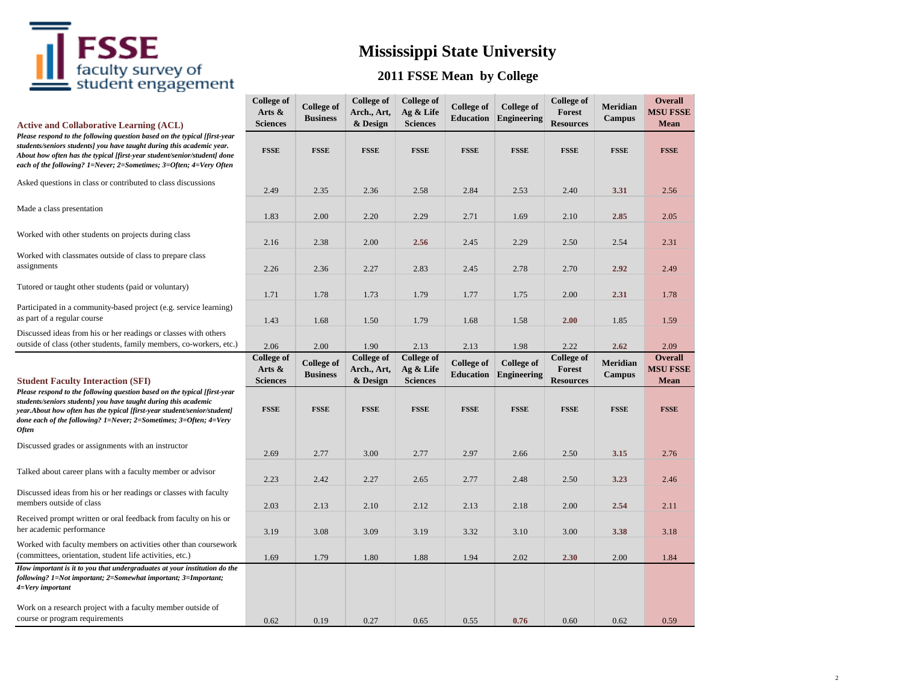# Mississippi State University

## 2011 FSSE Mean by College

| Active and Collaborative Learning (ACL) | College of Arts & Sciences | College of Business | College of Arch., Art, & Design | College of Ag & Life Sciences | College of Education | College of Engineering | College of Forest Resources | Meridian Campus | Overall MSU FSSE Mean |
|---|---|---|---|---|---|---|---|---|---|
| ***Please respond to the following question based on the typical [first-year students/seniors students] you have taught during this academic year. About how often has the typical [first-year student/senior/student] done each of the following? 1=Never; 2=Sometimes; 3=Often; 4=Very Often*** | **FSSE** | **FSSE** | **FSSE** | **FSSE** | **FSSE** | **FSSE** | **FSSE** | **FSSE** | **FSSE** |
| Asked questions in class or contributed to class discussions | 2.49 | 2.35 | 2.36 | 2.58 | 2.84 | 2.53 | 2.40 | **3.31** | 2.56 |
| Made a class presentation | 1.83 | 2.00 | 2.20 | 2.29 | 2.71 | 1.69 | 2.10 | **2.85** | 2.05 |
| Worked with other students on projects during class | 2.16 | 2.38 | 2.00 | **2.56** | 2.45 | 2.29 | 2.50 | 2.54 | 2.31 |
| Worked with classmates outside of class to prepare class assignments | 2.26 | 2.36 | 2.27 | 2.83 | 2.45 | 2.78 | 2.70 | **2.92** | 2.49 |
| Tutored or taught other students (paid or voluntary) | 1.71 | 1.78 | 1.73 | 1.79 | 1.77 | 1.75 | 2.00 | **2.31** | 1.78 |
| Participated in a community-based project (e.g. service learning) as part of a regular course | 1.43 | 1.68 | 1.50 | 1.79 | 1.68 | 1.58 | **2.00** | 1.85 | 1.59 |
| Discussed ideas from his or her readings or classes with others outside of class (other students, family members, co-workers, etc.) | 2.06 | 2.00 | 1.90 | 2.13 | 2.13 | 1.98 | 2.22 | **2.62** | 2.09 |

| Student Faculty Interaction (SFI) | College of Arts & Sciences | College of Business | College of Arch., Art, & Design | College of Ag & Life Sciences | College of Education | College of Engineering | College of Forest Resources | Meridian Campus | Overall MSU FSSE Mean |
|---|---|---|---|---|---|---|---|---|---|
| ***Please respond to the following question based on the typical [first-year students/seniors students] you have taught during this academic year.About how often has the typical [first-year student/senior/student] done each of the following? 1=Never; 2=Sometimes; 3=Often; 4=Very Often*** | **FSSE** | **FSSE** | **FSSE** | **FSSE** | **FSSE** | **FSSE** | **FSSE** | **FSSE** | **FSSE** |
| Discussed grades or assignments with an instructor | 2.69 | 2.77 | 3.00 | 2.77 | 2.97 | 2.66 | 2.50 | **3.15** | 2.76 |
| Talked about career plans with a faculty member or advisor | 2.23 | 2.42 | 2.27 | 2.65 | 2.77 | 2.48 | 2.50 | **3.23** | 2.46 |
| Discussed ideas from his or her readings or classes with faculty members outside of class | 2.03 | 2.13 | 2.10 | 2.12 | 2.13 | 2.18 | 2.00 | **2.54** | 2.11 |
| Received prompt written or oral feedback from faculty on his or her academic performance | 3.19 | 3.08 | 3.09 | 3.19 | 3.32 | 3.10 | 3.00 | **3.38** | 3.18 |
| Worked with faculty members on activities other than coursework (committees, orientation, student life activities, etc.) | 1.69 | 1.79 | 1.80 | 1.88 | 1.94 | 2.02 | **2.30** | 2.00 | 1.84 |
| ***How important is it to you that undergraduates at your institution do the following? 1=Not important; 2=Somewhat important; 3=Important; 4=Very important*** | | | | | | | | | |
| Work on a research project with a faculty member outside of course or program requirements | 0.62 | 0.19 | 0.27 | 0.65 | 0.55 | **0.76** | 0.60 | 0.62 | 0.59 |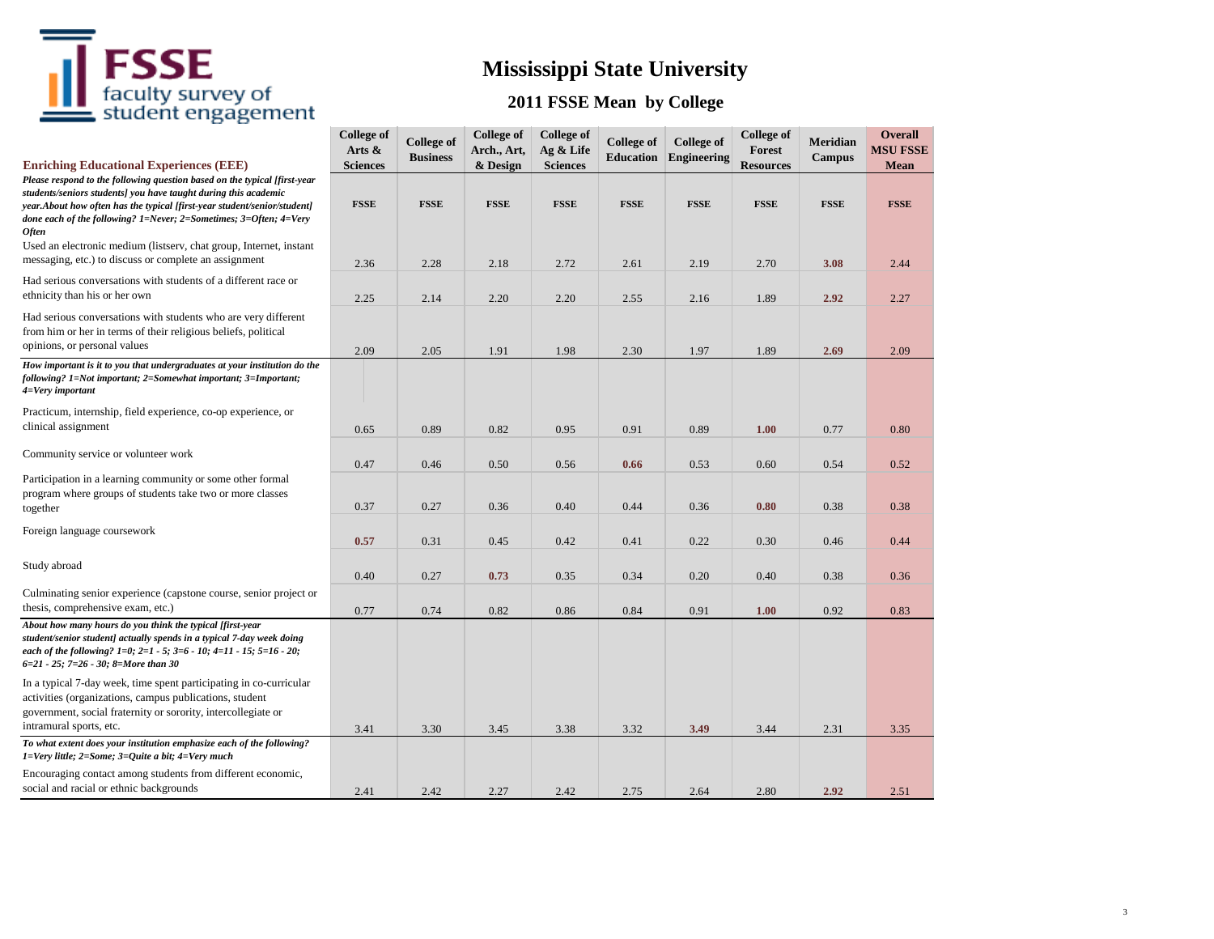# Mississippi State University

## 2011 FSSE Mean by College

| Enriching Educational Experiences (EEE) | College of Arts & Sciences | College of Business | College of Arch., Art, & Design | College of Ag & Life Sciences | College of Education | College of Engineering | College of Forest Resources | Meridian Campus | Overall MSU FSSE Mean |
|---|---|---|---|---|---|---|---|---|---|
| ***Please respond to the following question based on the typical [first-year students/seniors students] you have taught during this academic year.About how often has the typical [first-year student/senior/student] done each of the following? 1=Never; 2=Sometimes; 3=Often; 4=Very Often*** | **FSSE** | **FSSE** | **FSSE** | **FSSE** | **FSSE** | **FSSE** | **FSSE** | **FSSE** | **FSSE** |
| Used an electronic medium (listserv, chat group, Internet, instant messaging, etc.) to discuss or complete an assignment | 2.36 | 2.28 | 2.18 | 2.72 | 2.61 | 2.19 | 2.70 | **3.08** | 2.44 |
| Had serious conversations with students of a different race or ethnicity than his or her own | 2.25 | 2.14 | 2.20 | 2.20 | 2.55 | 2.16 | 1.89 | **2.92** | 2.27 |
| Had serious conversations with students who are very different from him or her in terms of their religious beliefs, political opinions, or personal values | 2.09 | 2.05 | 1.91 | 1.98 | 2.30 | 1.97 | 1.89 | **2.69** | 2.09 |
| ***How important is it to you that undergraduates at your institution do the following? 1=Not important; 2=Somewhat important; 3=Important; 4=Very important*** | | | | | | | | | |
| Practicum, internship, field experience, co-op experience, or clinical assignment | 0.65 | 0.89 | 0.82 | 0.95 | 0.91 | 0.89 | **1.00** | 0.77 | 0.80 |
| Community service or volunteer work | 0.47 | 0.46 | 0.50 | 0.56 | **0.66** | 0.53 | 0.60 | 0.54 | 0.52 |
| Participation in a learning community or some other formal program where groups of students take two or more classes together | 0.37 | 0.27 | 0.36 | 0.40 | 0.44 | 0.36 | **0.80** | 0.38 | 0.38 |
| Foreign language coursework | **0.57** | 0.31 | 0.45 | 0.42 | 0.41 | 0.22 | 0.30 | 0.46 | 0.44 |
| Study abroad | 0.40 | 0.27 | **0.73** | 0.35 | 0.34 | 0.20 | 0.40 | 0.38 | 0.36 |
| Culminating senior experience (capstone course, senior project or thesis, comprehensive exam, etc.) | 0.77 | 0.74 | 0.82 | 0.86 | 0.84 | 0.91 | **1.00** | 0.92 | 0.83 |
| ***About how many hours do you think the typical [first-year student/senior student] actually spends in a typical 7-day week doing each of the following? 1=0; 2=1 - 5; 3=6 - 10; 4=11 - 15; 5=16 - 20; 6=21 - 25; 7=26 - 30; 8=More than 30*** | | | | | | | | | |
| In a typical 7-day week, time spent participating in co-curricular activities (organizations, campus publications, student government, social fraternity or sorority, intercollegiate or intramural sports, etc. | 3.41 | 3.30 | 3.45 | 3.38 | 3.32 | **3.49** | 3.44 | 2.31 | 3.35 |
| ***To what extent does your institution emphasize each of the following? 1=Very little; 2=Some; 3=Quite a bit; 4=Very much*** | | | | | | | | | |
| Encouraging contact among students from different economic, social and racial or ethnic backgrounds | 2.41 | 2.42 | 2.27 | 2.42 | 2.75 | 2.64 | 2.80 | **2.92** | 2.51 |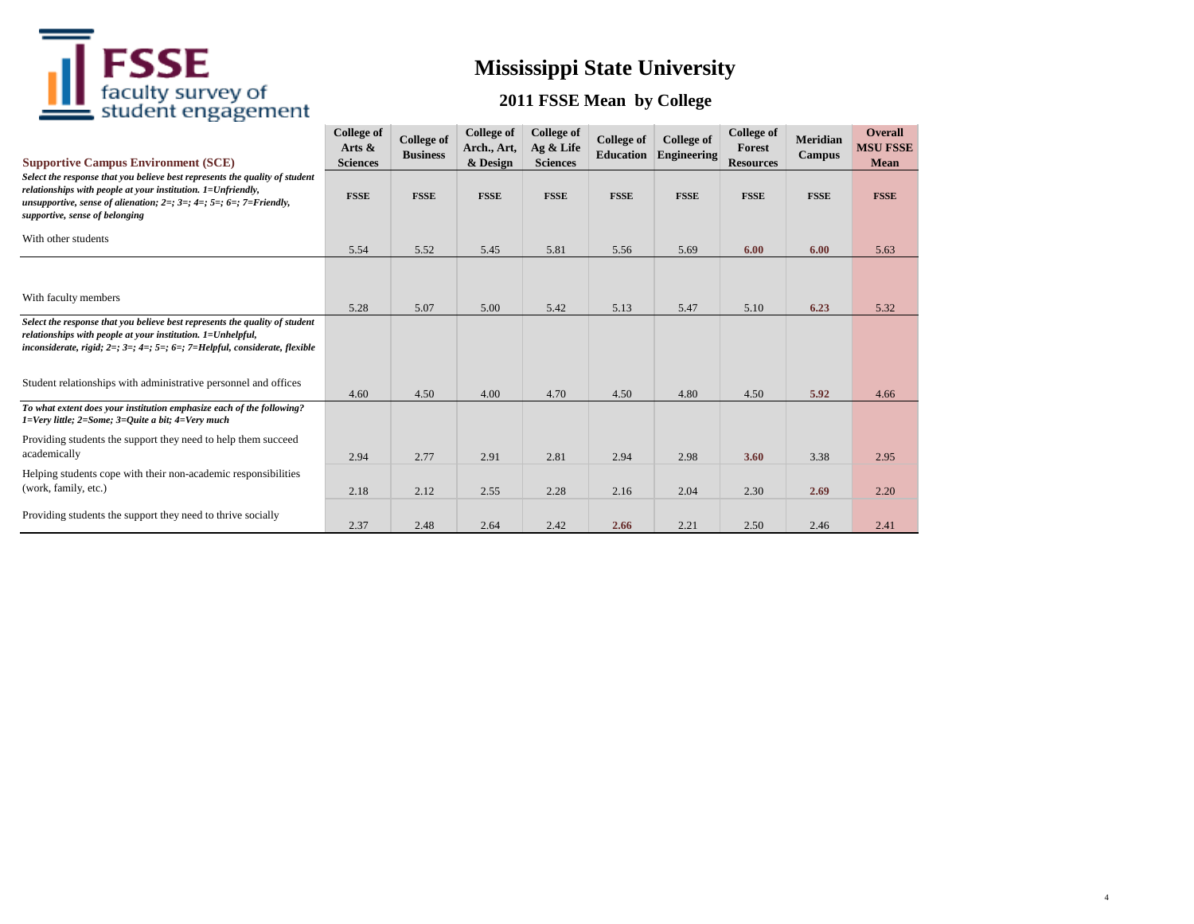FSSE faculty survey of student engagement

# Mississippi State University

## 2011 FSSE Mean by College

| **Supportive Campus Environment (SCE)** | College of Arts & Sciences | College of Business | College of Arch., Art, & Design | College of Ag & Life Sciences | College of Education | College of Engineering | College of Forest Resources | Meridian Campus | Overall MSU FSSE Mean |
|---|---|---|---|---|---|---|---|---|---|
| ***Select the response that you believe best represents the quality of student relationships with people at your institution. 1=Unfriendly, unsupportive, sense of alienation; 2=; 3=; 4=; 5=; 6=; 7=Friendly, supportive, sense of belonging*** | **FSSE** | **FSSE** | **FSSE** | **FSSE** | **FSSE** | **FSSE** | **FSSE** | **FSSE** | **FSSE** |
| With other students | 5.54 | 5.52 | 5.45 | 5.81 | 5.56 | 5.69 | **6.00** | **6.00** | 5.63 |
| With faculty members | 5.28 | 5.07 | 5.00 | 5.42 | 5.13 | 5.47 | 5.10 | **6.23** | 5.32 |
| ***Select the response that you believe best represents the quality of student relationships with people at your institution. 1=Unhelpful, inconsiderate, rigid; 2=; 3=; 4=; 5=; 6=; 7=Helpful, considerate, flexible*** | | | | | | | | | |
| Student relationships with administrative personnel and offices | 4.60 | 4.50 | 4.00 | 4.70 | 4.50 | 4.80 | 4.50 | **5.92** | 4.66 |
| ***To what extent does your institution emphasize each of the following? 1=Very little; 2=Some; 3=Quite a bit; 4=Very much*** | | | | | | | | | |
| Providing students the support they need to help them succeed academically | 2.94 | 2.77 | 2.91 | 2.81 | 2.94 | 2.98 | **3.60** | 3.38 | 2.95 |
| Helping students cope with their non-academic responsibilities (work, family, etc.) | 2.18 | 2.12 | 2.55 | 2.28 | 2.16 | 2.04 | 2.30 | **2.69** | 2.20 |
| Providing students the support they need to thrive socially | 2.37 | 2.48 | 2.64 | 2.42 | **2.66** | 2.21 | 2.50 | 2.46 | 2.41 |